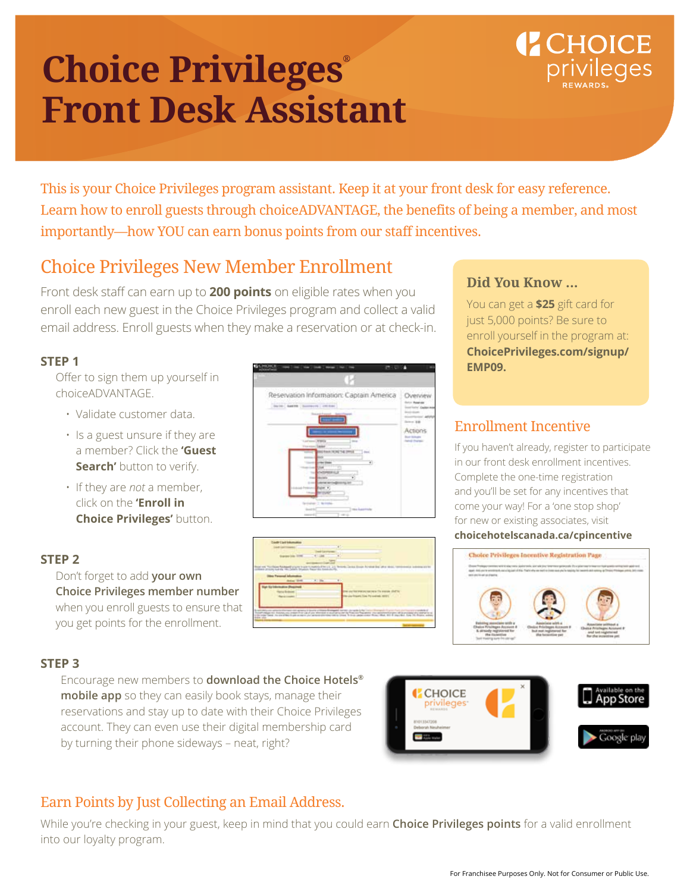# Choice Privileges® Front Desk Assistant

CHOICE privileges REWARDS.

This is your Choice Privileges program assistant. Keep it at your front desk for easy reference. Learn how to enroll guests through choiceADVANTAGE, the benefits of being a member, and most importantly—how YOU can earn bonus points from our staff incentives.

## Choice Privileges New Member Enrollment

Front desk staff can earn up to **200 points** on eligible rates when you enroll each new guest in the Choice Privileges program and collect a valid email address. Enroll guests when they make a reservation or at check-in.

### STEP 1

Offer to sign them up yourself in choiceADVANTAGE.

- Validate customer data.
- Is a guest unsure if they are a member? Click the **'Guest Search'** button to verify.
- If they are *not* a member, click on the **'Enroll in Choice Privileges'** button.

### STEP 2

Don't forget to add **your own Choice Privileges member number** when you enroll guests to ensure that you get points for the enrollment.

### STEP 3

Encourage new members to **download the Choice Hotels® mobile app** so they can easily book stays, manage their reservations and stay up to date with their Choice Privileges account. They can even use their digital membership card by turning their phone sideways – neat, right?

Available on the App Store

Google play

### Did You Know ...

You can get a **$25** gift card for just 5,000 points? Be sure to enroll yourself in the program at: **ChoicePrivileges.com/signup/EMP09.**

## Enrollment Incentive

If you haven't already, register to participate in our front desk enrollment incentives. Complete the one-time registration and you'll be set for any incentives that come your way! For a 'one stop shop' for new or existing associates, visit **choicehotelscanada.ca/cpincentive**

## Earn Points by Just Collecting an Email Address.

While you're checking in your guest, keep in mind that you could earn **Choice Privileges points** for a valid enrollment into our loyalty program.

For Franchisee Purposes Only. Not for Consumer or Public Use.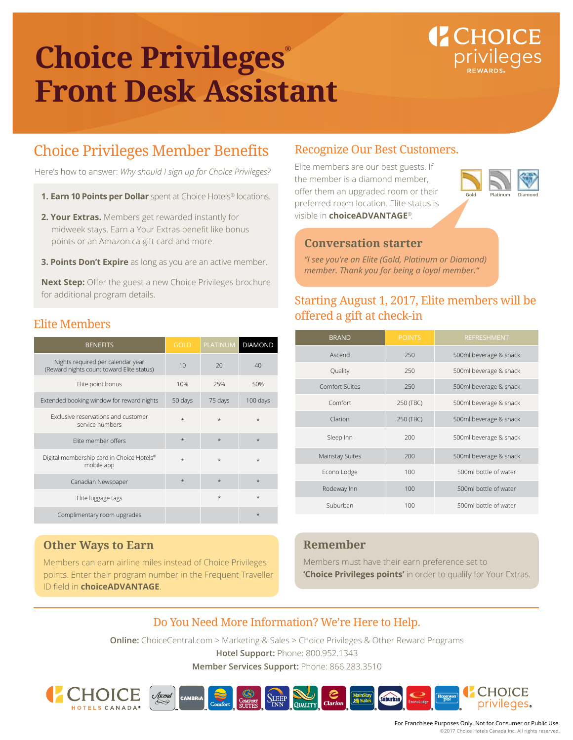# Choice Privileges® Front Desk Assistant

CHOICE privileges REWARDS®

## Choice Privileges Member Benefits

Here's how to answer: *Why should I sign up for Choice Privileges?*

1. **Earn 10 Points per Dollar** spent at Choice Hotels® locations.
2. **Your Extras.** Members get rewarded instantly for midweek stays. Earn a Your Extras benefit like bonus points or an Amazon.ca gift card and more.
3. **Points Don't Expire** as long as you are an active member.

**Next Step:** Offer the guest a new Choice Privileges brochure for additional program details.

## Elite Members

| BENEFITS | GOLD | PLATINUM | DIAMOND |
|---|---|---|---|
| Nights required per calendar year (Reward nights count toward Elite status) | 10 | 20 | 40 |
| Elite point bonus | 10% | 25% | 50% |
| Extended booking window for reward nights | 50 days | 75 days | 100 days |
| Exclusive reservations and customer service numbers | * | * | * |
| Elite member offers | * | * | * |
| Digital membership card in Choice Hotels® mobile app | * | * | * |
| Canadian Newspaper | * | * | * |
| Elite luggage tags | | * | * |
| Complimentary room upgrades | | | * |

## Recognize Our Best Customers.

Elite members are our best guests. If the member is a diamond member, offer them an upgraded room or their preferred room location. Elite status is visible in **choiceADVANTAGE**®.

Gold Platinum Diamond

### Conversation starter

*"I see you're an Elite (Gold, Platinum or Diamond) member. Thank you for being a loyal member."*

## Starting August 1, 2017, Elite members will be offered a gift at check-in

| BRAND | POINTS | REFRESHMENT |
|---|---|---|
| Ascend | 250 | 500ml beverage & snack |
| Quality | 250 | 500ml beverage & snack |
| Comfort Suites | 250 | 500ml beverage & snack |
| Comfort | 250 (TBC) | 500ml beverage & snack |
| Clarion | 250 (TBC) | 500ml beverage & snack |
| Sleep Inn | 200 | 500ml beverage & snack |
| Mainstay Suites | 200 | 500ml beverage & snack |
| Econo Lodge | 100 | 500ml bottle of water |
| Rodeway Inn | 100 | 500ml bottle of water |
| Suburban | 100 | 500ml bottle of water |

### Other Ways to Earn

Members can earn airline miles instead of Choice Privileges points. Enter their program number in the Frequent Traveller ID field in **choiceADVANTAGE**.

### Remember

Members must have their earn preference set to **'Choice Privileges points'** in order to qualify for Your Extras.

## Do You Need More Information? We're Here to Help.

**Online:** ChoiceCentral.com > Marketing & Sales > Choice Privileges & Other Reward Programs

**Hotel Support:** Phone: 800.952.1343

**Member Services Support:** Phone: 866.283.3510

CHOICE HOTELS CANADA® — Ascend, Cambria, Comfort, Comfort Suites, Sleep Inn, Quality, Clarion, MainStay Suites, Suburban, Econo Lodge, Rodeway Inn — CHOICE privileges®

For Franchisee Purposes Only. Not for Consumer or Public Use.
©2017 Choice Hotels Canada Inc. All rights reserved.